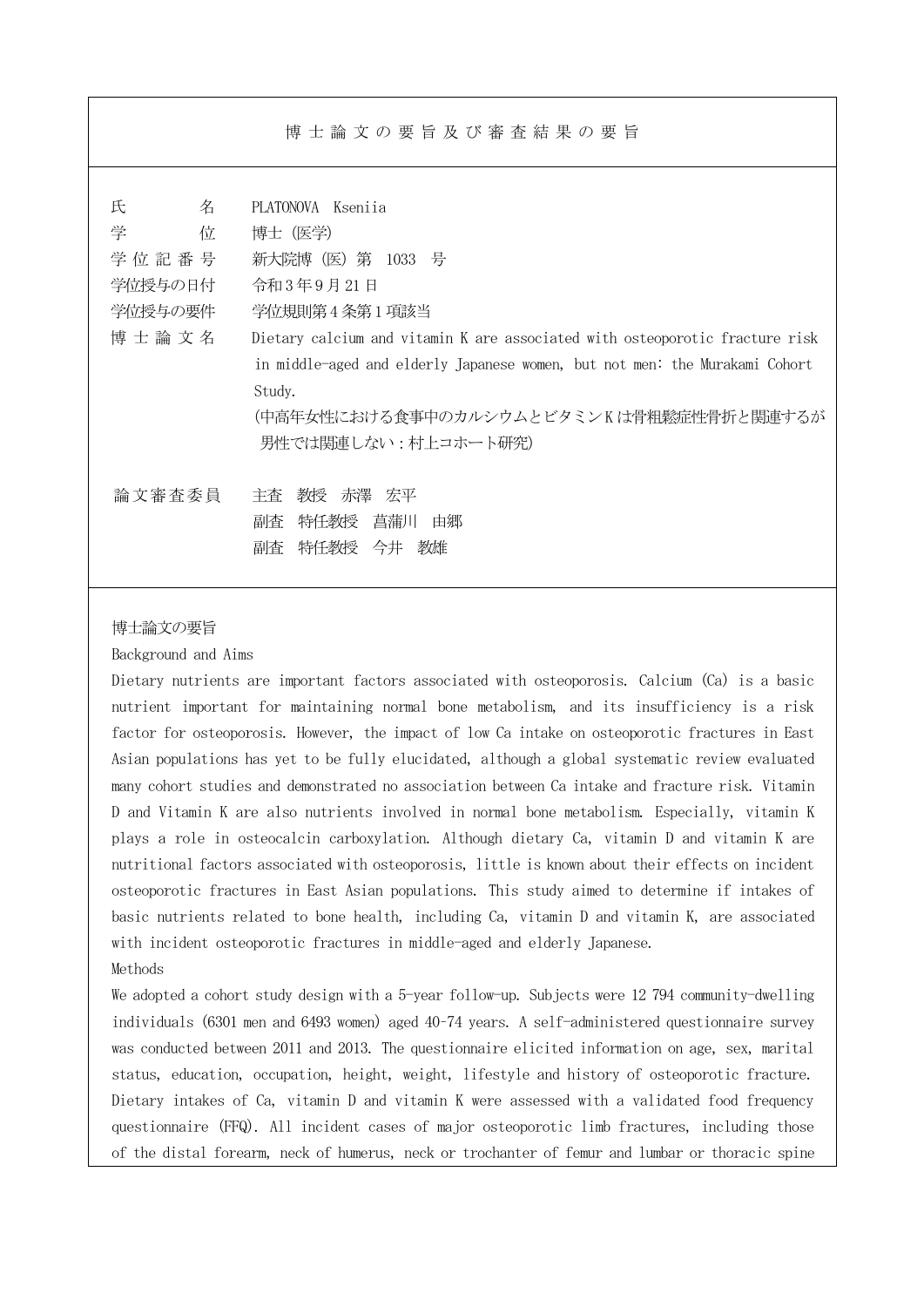# 博士論文の要旨及び審査結果の要旨

| | |
|---|---|
| 氏　　　名 | PLATONOVA　Kseniia |
| 学　　　位 | 博士（医学） |
| 学位記番号 | 新大院博（医）第　1033　号 |
| 学位授与の日付 | 令和3年9月21日 |
| 学位授与の要件 | 学位規則第4条第1項該当 |
| 博士論文名 | Dietary calcium and vitamin K are associated with osteoporotic fracture risk in middle-aged and elderly Japanese women, but not men: the Murakami Cohort Study.<br>（中高年女性における食事中のカルシウムとビタミンKは骨粗鬆症性骨折と関連するが男性では関連しない：村上コホート研究） |
| 論文審査委員 | 主査　教授　赤澤　宏平<br>副査　特任教授　菖蒲川　由郷<br>副査　特任教授　今井　教雄 |

## 博士論文の要旨

### Background and Aims

Dietary nutrients are important factors associated with osteoporosis. Calcium (Ca) is a basic nutrient important for maintaining normal bone metabolism, and its insufficiency is a risk factor for osteoporosis. However, the impact of low Ca intake on osteoporotic fractures in East Asian populations has yet to be fully elucidated, although a global systematic review evaluated many cohort studies and demonstrated no association between Ca intake and fracture risk. Vitamin D and Vitamin K are also nutrients involved in normal bone metabolism. Especially, vitamin K plays a role in osteocalcin carboxylation. Although dietary Ca, vitamin D and vitamin K are nutritional factors associated with osteoporosis, little is known about their effects on incident osteoporotic fractures in East Asian populations. This study aimed to determine if intakes of basic nutrients related to bone health, including Ca, vitamin D and vitamin K, are associated with incident osteoporotic fractures in middle-aged and elderly Japanese.

### Methods

We adopted a cohort study design with a 5-year follow-up. Subjects were 12 794 community-dwelling individuals (6301 men and 6493 women) aged 40-74 years. A self-administered questionnaire survey was conducted between 2011 and 2013. The questionnaire elicited information on age, sex, marital status, education, occupation, height, weight, lifestyle and history of osteoporotic fracture. Dietary intakes of Ca, vitamin D and vitamin K were assessed with a validated food frequency questionnaire (FFQ). All incident cases of major osteoporotic limb fractures, including those of the distal forearm, neck of humerus, neck or trochanter of femur and lumbar or thoracic spine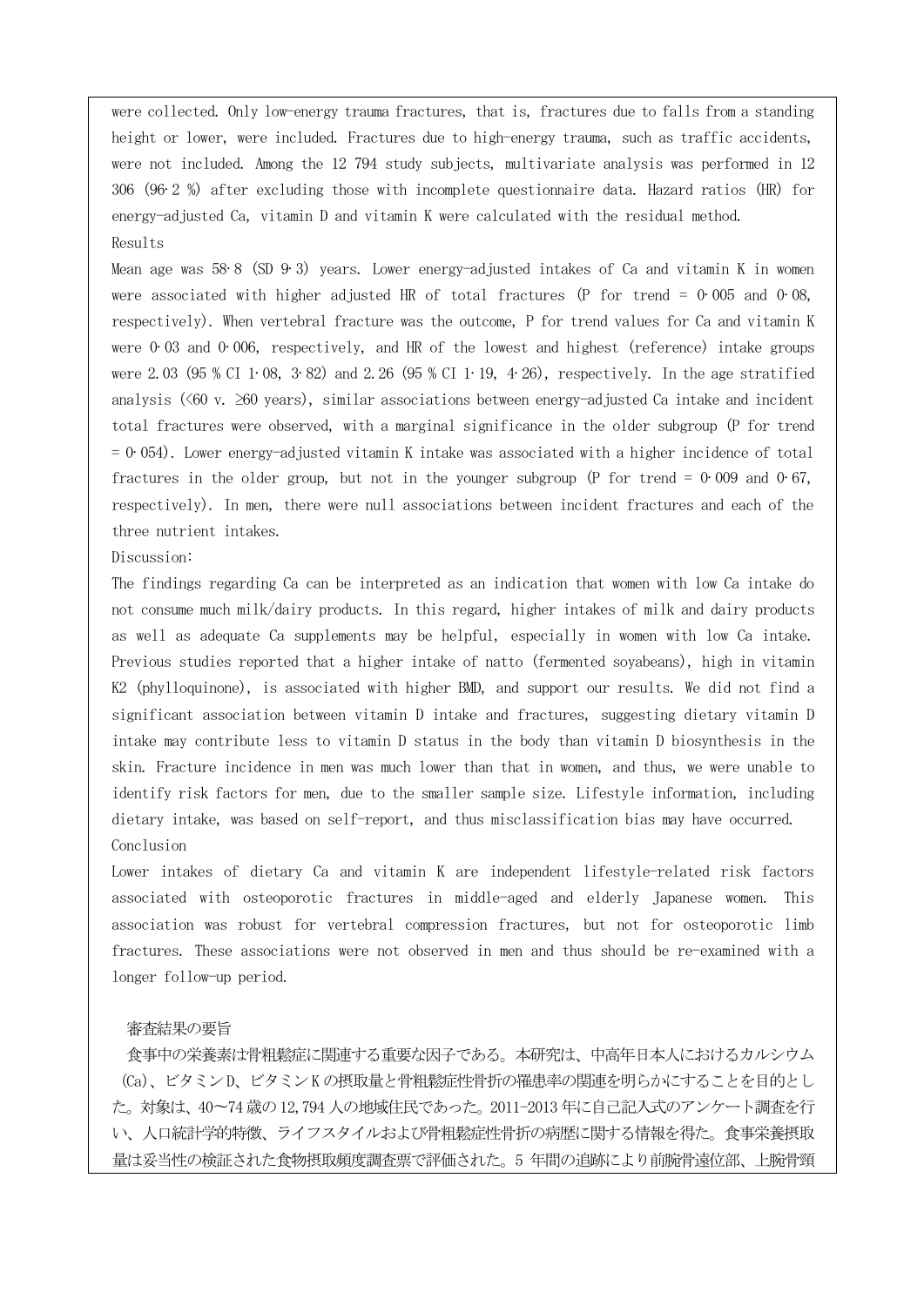were collected. Only low-energy trauma fractures, that is, fractures due to falls from a standing height or lower, were included. Fractures due to high-energy trauma, such as traffic accidents, were not included. Among the 12 794 study subjects, multivariate analysis was performed in 12 306 (96·2 %) after excluding those with incomplete questionnaire data. Hazard ratios (HR) for energy-adjusted Ca, vitamin D and vitamin K were calculated with the residual method.

Results

Mean age was 58·8 (SD 9·3) years. Lower energy-adjusted intakes of Ca and vitamin K in women were associated with higher adjusted HR of total fractures (P for trend = 0·005 and 0·08, respectively). When vertebral fracture was the outcome, P for trend values for Ca and vitamin K were 0·03 and 0·006, respectively, and HR of the lowest and highest (reference) intake groups were 2.03 (95 % CI 1·08, 3·82) and 2.26 (95 % CI 1·19, 4·26), respectively. In the age stratified analysis (<60 v. ≥60 years), similar associations between energy-adjusted Ca intake and incident total fractures were observed, with a marginal significance in the older subgroup (P for trend = 0·054). Lower energy-adjusted vitamin K intake was associated with a higher incidence of total fractures in the older group, but not in the younger subgroup (P for trend = 0·009 and 0·67, respectively). In men, there were null associations between incident fractures and each of the three nutrient intakes.

Discussion:

The findings regarding Ca can be interpreted as an indication that women with low Ca intake do not consume much milk/dairy products. In this regard, higher intakes of milk and dairy products as well as adequate Ca supplements may be helpful, especially in women with low Ca intake. Previous studies reported that a higher intake of natto (fermented soyabeans), high in vitamin K2 (phylloquinone), is associated with higher BMD, and support our results. We did not find a significant association between vitamin D intake and fractures, suggesting dietary vitamin D intake may contribute less to vitamin D status in the body than vitamin D biosynthesis in the skin. Fracture incidence in men was much lower than that in women, and thus, we were unable to identify risk factors for men, due to the smaller sample size. Lifestyle information, including dietary intake, was based on self-report, and thus misclassification bias may have occurred.

Conclusion

Lower intakes of dietary Ca and vitamin K are independent lifestyle-related risk factors associated with osteoporotic fractures in middle-aged and elderly Japanese women. This association was robust for vertebral compression fractures, but not for osteoporotic limb fractures. These associations were not observed in men and thus should be re-examined with a longer follow-up period.

審査結果の要旨

食事中の栄養素は骨粗鬆症に関連する重要な因子である。本研究は、中高年日本人におけるカルシウム(Ca)、ビタミンD、ビタミンKの摂取量と骨粗鬆症性骨折の罹患率の関連を明らかにすることを目的とした。対象は、40~74歳の12,794人の地域住民であった。2011-2013年に自己記入式のアンケート調査を行い、人口統計学的特徴、ライフスタイルおよび骨粗鬆症性骨折の病歴に関する情報を得た。食事栄養摂取量は妥当性の検証された食物摂取頻度調査票で評価された。5年間の追跡により前腕骨遠位部、上腕骨頸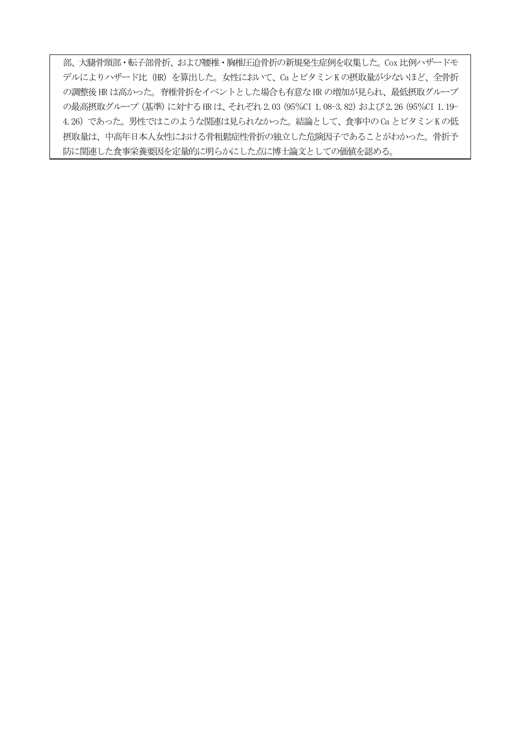部、大腿骨頸部・転子部骨折、および腰椎・胸椎圧迫骨折の新規発生症例を収集した。Cox 比例ハザードモデルによりハザード比（HR）を算出した。女性において、Ca とビタミン K の摂取量が少ないほど、全骨折の調整後 HR は高かった。脊椎骨折をイベントとした場合も有意な HR の増加が見られ、最低摂取グループの最高摂取グループ（基準）に対する HR は、それぞれ 2.03（95%CI 1.08-3.82）および 2.26（95%CI 1.19-4.26）であった。男性ではこのような関連は見られなかった。結論として、食事中の Ca とビタミン K の低摂取量は、中高年日本人女性における骨粗鬆症性骨折の独立した危険因子であることがわかった。骨折予防に関連した食事栄養要因を定量的に明らかにした点に博士論文としての価値を認める。